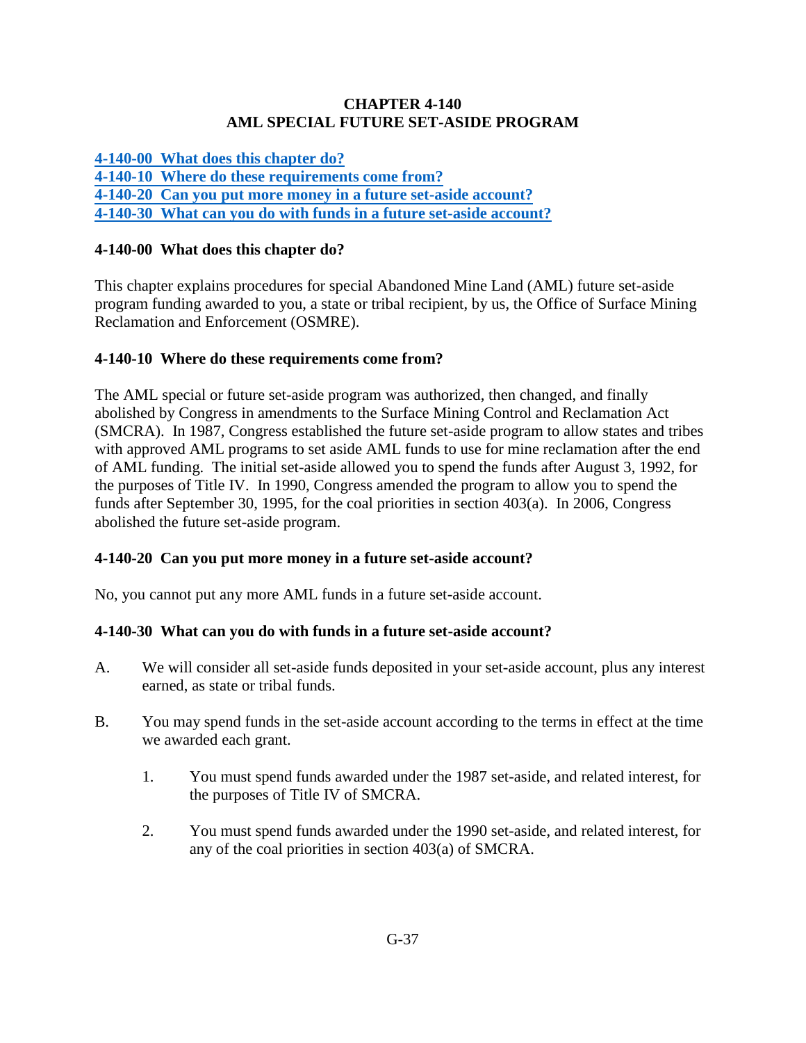# CHAPTER 4-140
# AML SPECIAL FUTURE SET-ASIDE PROGRAM

[4-140-00 What does this chapter do?](#)
[4-140-10 Where do these requirements come from?](#)
[4-140-20 Can you put more money in a future set-aside account?](#)
[4-140-30 What can you do with funds in a future set-aside account?](#)

## 4-140-00 What does this chapter do?

This chapter explains procedures for special Abandoned Mine Land (AML) future set-aside program funding awarded to you, a state or tribal recipient, by us, the Office of Surface Mining Reclamation and Enforcement (OSMRE).

## 4-140-10 Where do these requirements come from?

The AML special or future set-aside program was authorized, then changed, and finally abolished by Congress in amendments to the Surface Mining Control and Reclamation Act (SMCRA). In 1987, Congress established the future set-aside program to allow states and tribes with approved AML programs to set aside AML funds to use for mine reclamation after the end of AML funding. The initial set-aside allowed you to spend the funds after August 3, 1992, for the purposes of Title IV. In 1990, Congress amended the program to allow you to spend the funds after September 30, 1995, for the coal priorities in section 403(a). In 2006, Congress abolished the future set-aside program.

## 4-140-20 Can you put more money in a future set-aside account?

No, you cannot put any more AML funds in a future set-aside account.

## 4-140-30 What can you do with funds in a future set-aside account?

A. We will consider all set-aside funds deposited in your set-aside account, plus any interest earned, as state or tribal funds.

B. You may spend funds in the set-aside account according to the terms in effect at the time we awarded each grant.

1. You must spend funds awarded under the 1987 set-aside, and related interest, for the purposes of Title IV of SMCRA.

2. You must spend funds awarded under the 1990 set-aside, and related interest, for any of the coal priorities in section 403(a) of SMCRA.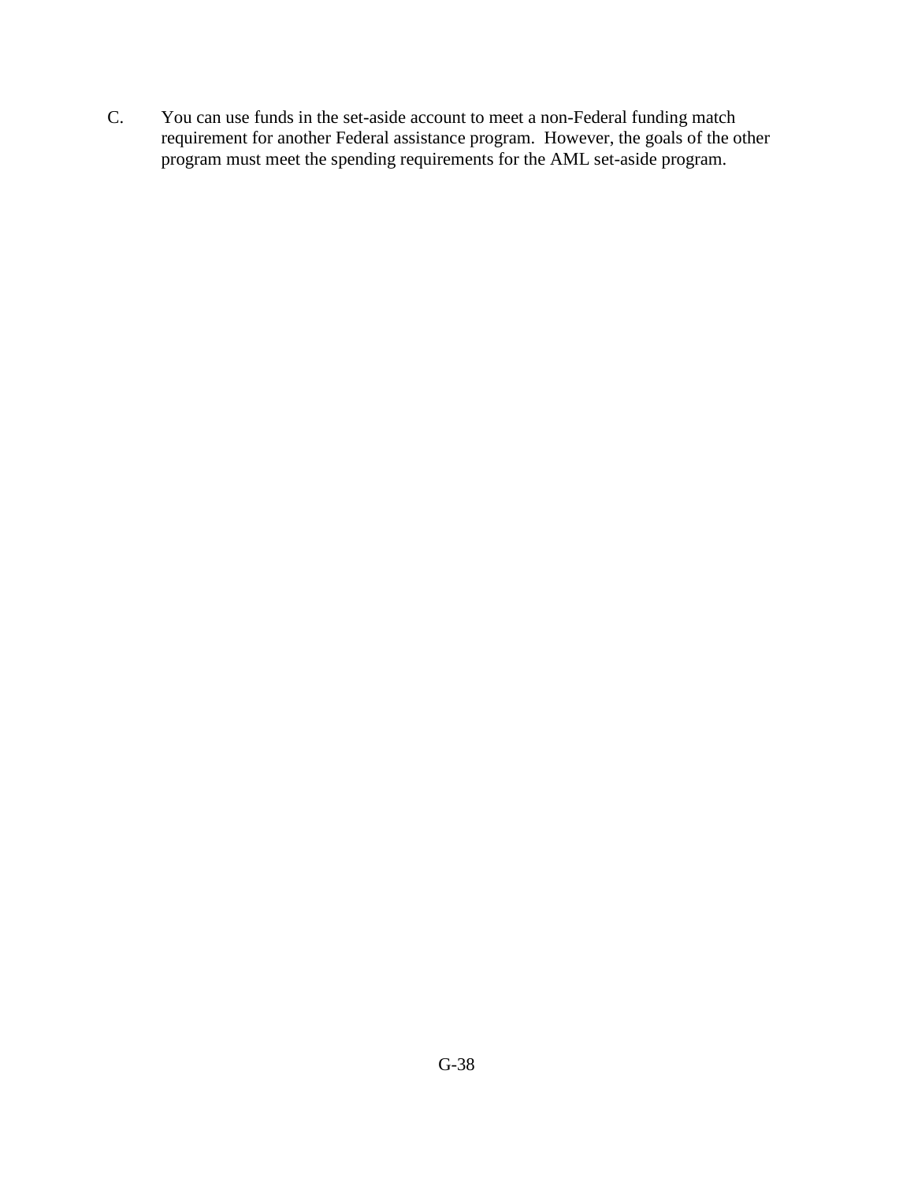C. You can use funds in the set-aside account to meet a non-Federal funding match requirement for another Federal assistance program. However, the goals of the other program must meet the spending requirements for the AML set-aside program.